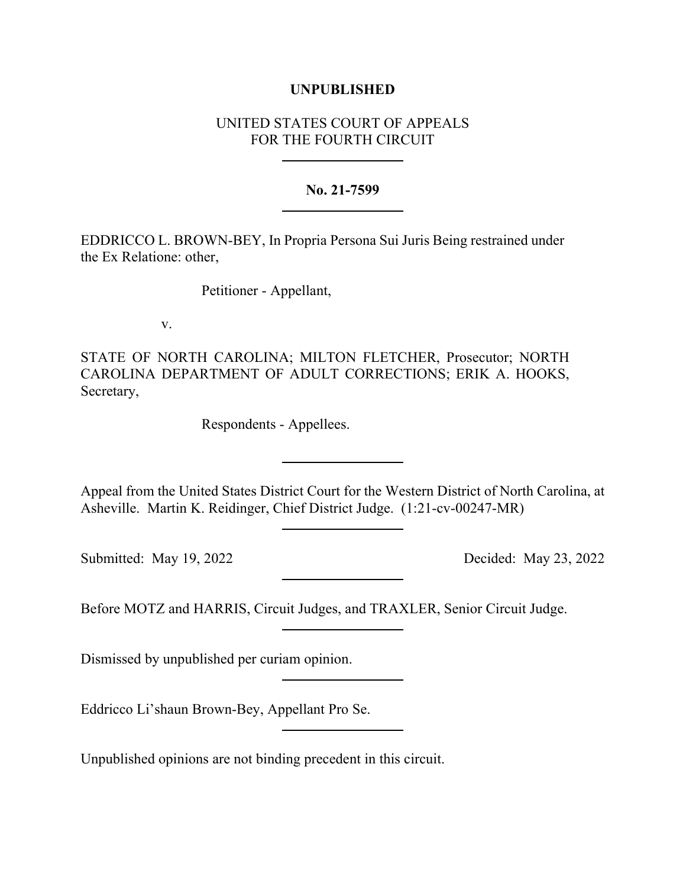**UNPUBLISHED**

UNITED STATES COURT OF APPEALS
FOR THE FOURTH CIRCUIT

---

**No. 21-7599**

---

EDDRICCO L. BROWN-BEY, In Propria Persona Sui Juris Being restrained under the Ex Relatione: other,

Petitioner - Appellant,

v.

STATE OF NORTH CAROLINA; MILTON FLETCHER, Prosecutor; NORTH CAROLINA DEPARTMENT OF ADULT CORRECTIONS; ERIK A. HOOKS, Secretary,

Respondents - Appellees.

---

Appeal from the United States District Court for the Western District of North Carolina, at Asheville. Martin K. Reidinger, Chief District Judge. (1:21-cv-00247-MR)

---

Submitted: May 19, 2022 Decided: May 23, 2022

---

Before MOTZ and HARRIS, Circuit Judges, and TRAXLER, Senior Circuit Judge.

---

Dismissed by unpublished per curiam opinion.

---

Eddricco Li'shaun Brown-Bey, Appellant Pro Se.

---

Unpublished opinions are not binding precedent in this circuit.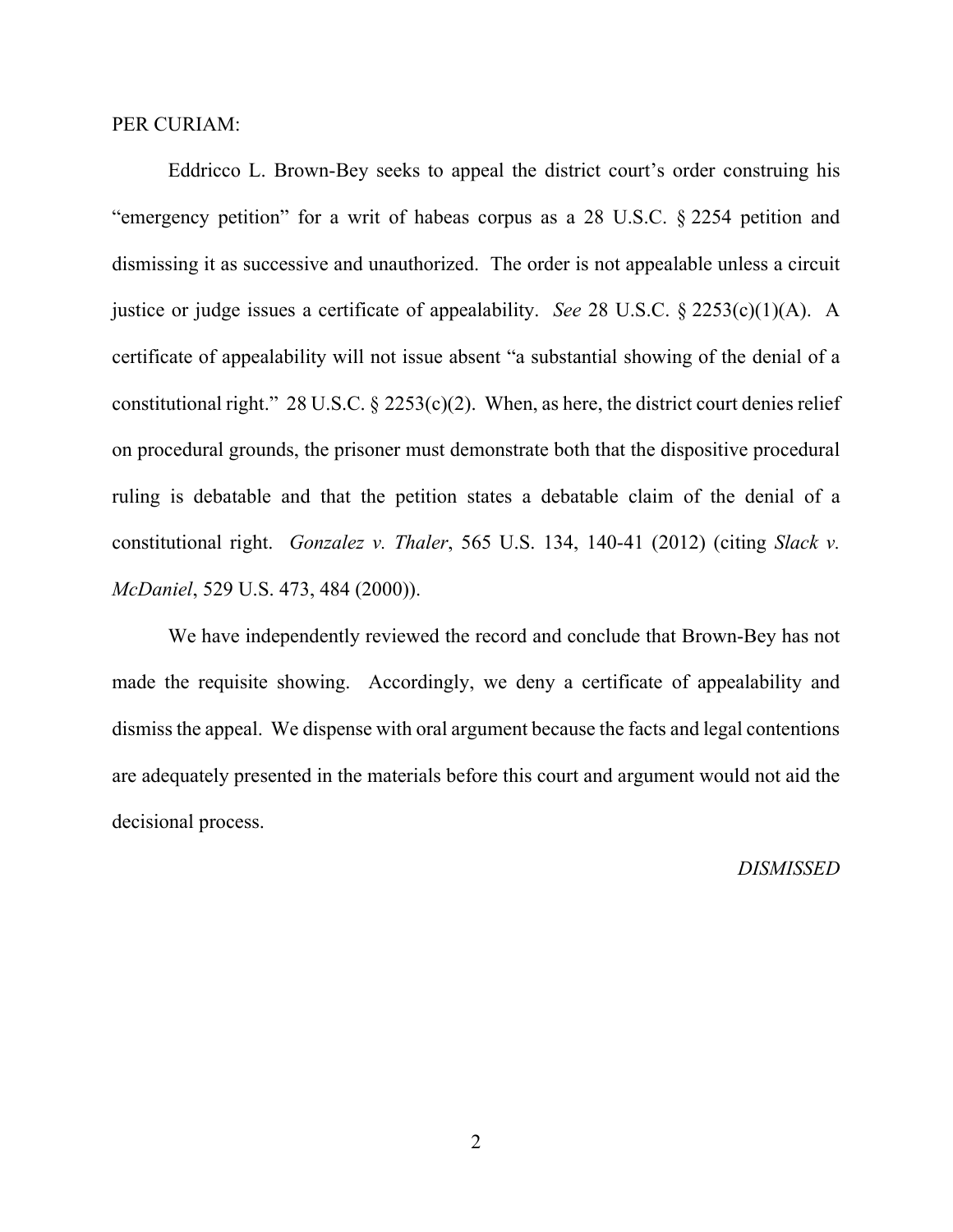PER CURIAM:

Eddricco L. Brown-Bey seeks to appeal the district court's order construing his "emergency petition" for a writ of habeas corpus as a 28 U.S.C. § 2254 petition and dismissing it as successive and unauthorized. The order is not appealable unless a circuit justice or judge issues a certificate of appealability. *See* 28 U.S.C. § 2253(c)(1)(A). A certificate of appealability will not issue absent "a substantial showing of the denial of a constitutional right." 28 U.S.C. § 2253(c)(2). When, as here, the district court denies relief on procedural grounds, the prisoner must demonstrate both that the dispositive procedural ruling is debatable and that the petition states a debatable claim of the denial of a constitutional right. *Gonzalez v. Thaler*, 565 U.S. 134, 140-41 (2012) (citing *Slack v. McDaniel*, 529 U.S. 473, 484 (2000)).

We have independently reviewed the record and conclude that Brown-Bey has not made the requisite showing. Accordingly, we deny a certificate of appealability and dismiss the appeal. We dispense with oral argument because the facts and legal contentions are adequately presented in the materials before this court and argument would not aid the decisional process.

*DISMISSED*